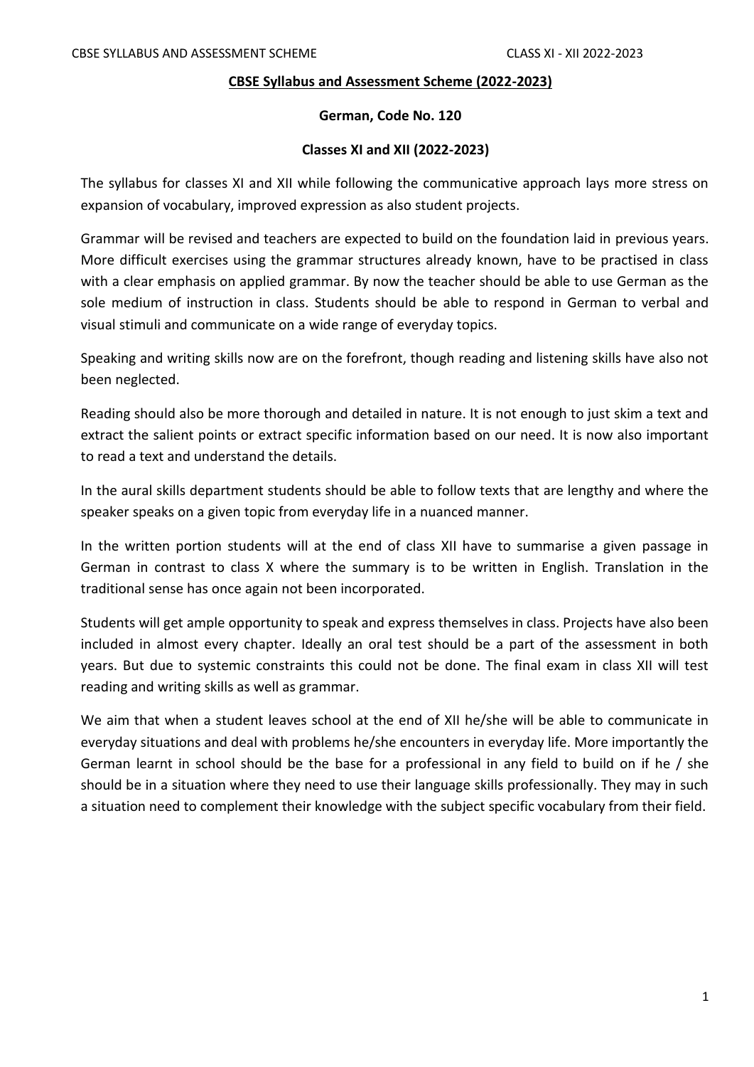# CBSE Syllabus and Assessment Scheme (2022-2023)

## German, Code No. 120

## Classes XI and XII (2022-2023)

The syllabus for classes XI and XII while following the communicative approach lays more stress on expansion of vocabulary, improved expression as also student projects.

Grammar will be revised and teachers are expected to build on the foundation laid in previous years. More difficult exercises using the grammar structures already known, have to be practised in class with a clear emphasis on applied grammar. By now the teacher should be able to use German as the sole medium of instruction in class. Students should be able to respond in German to verbal and visual stimuli and communicate on a wide range of everyday topics.

Speaking and writing skills now are on the forefront, though reading and listening skills have also not been neglected.

Reading should also be more thorough and detailed in nature. It is not enough to just skim a text and extract the salient points or extract specific information based on our need. It is now also important to read a text and understand the details.

In the aural skills department students should be able to follow texts that are lengthy and where the speaker speaks on a given topic from everyday life in a nuanced manner.

In the written portion students will at the end of class XII have to summarise a given passage in German in contrast to class X where the summary is to be written in English. Translation in the traditional sense has once again not been incorporated.

Students will get ample opportunity to speak and express themselves in class. Projects have also been included in almost every chapter. Ideally an oral test should be a part of the assessment in both years. But due to systemic constraints this could not be done. The final exam in class XII will test reading and writing skills as well as grammar.

We aim that when a student leaves school at the end of XII he/she will be able to communicate in everyday situations and deal with problems he/she encounters in everyday life. More importantly the German learnt in school should be the base for a professional in any field to build on if he / she should be in a situation where they need to use their language skills professionally. They may in such a situation need to complement their knowledge with the subject specific vocabulary from their field.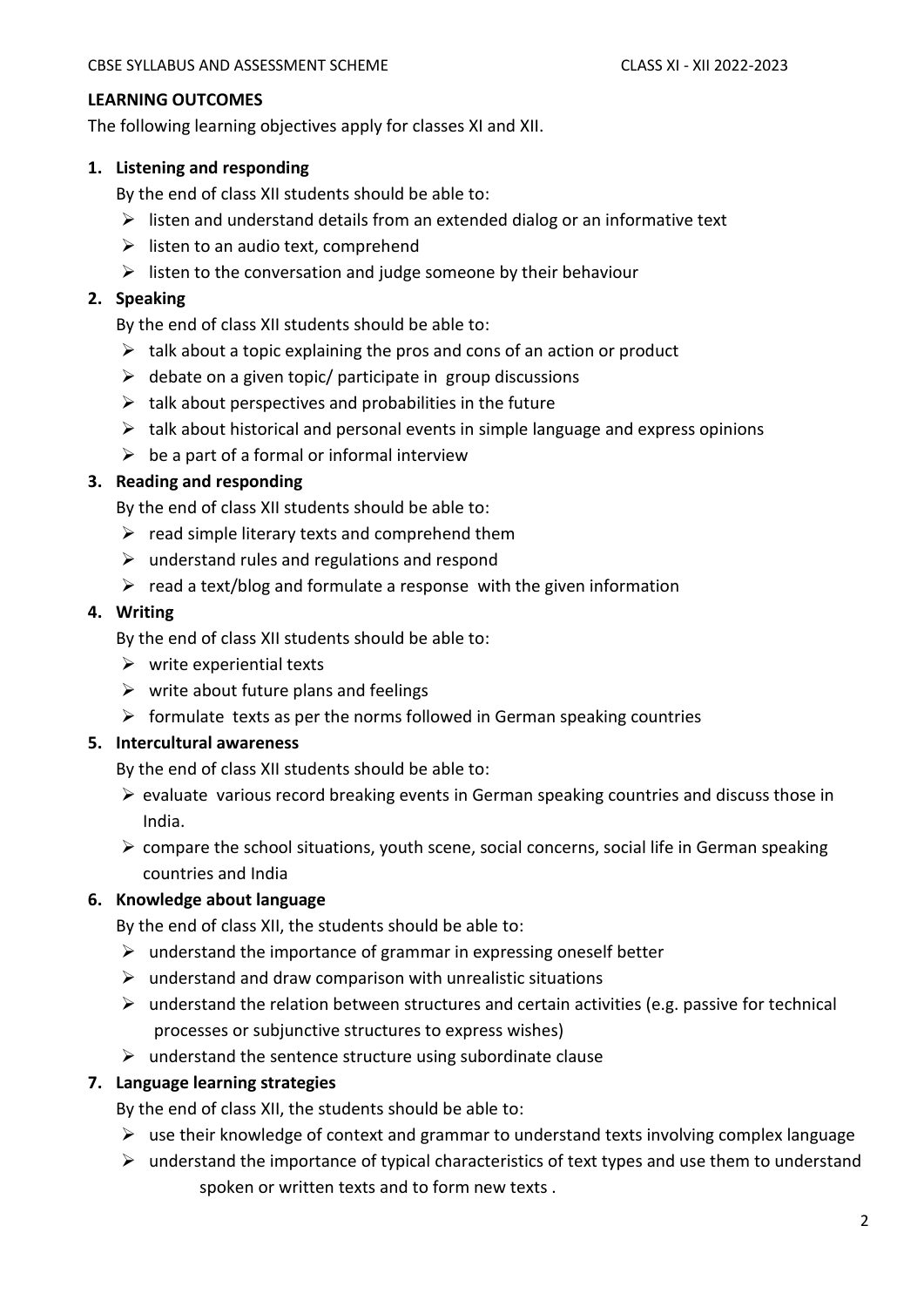**LEARNING OUTCOMES**

The following learning objectives apply for classes XI and XII.

1. **Listening and responding**

   By the end of class XII students should be able to:

   - listen and understand details from an extended dialog or an informative text
   - listen to an audio text, comprehend
   - listen to the conversation and judge someone by their behaviour

2. **Speaking**

   By the end of class XII students should be able to:

   - talk about a topic explaining the pros and cons of an action or product
   - debate on a given topic/ participate in group discussions
   - talk about perspectives and probabilities in the future
   - talk about historical and personal events in simple language and express opinions
   - be a part of a formal or informal interview

3. **Reading and responding**

   By the end of class XII students should be able to:

   - read simple literary texts and comprehend them
   - understand rules and regulations and respond
   - read a text/blog and formulate a response with the given information

4. **Writing**

   By the end of class XII students should be able to:

   - write experiential texts
   - write about future plans and feelings
   - formulate texts as per the norms followed in German speaking countries

5. **Intercultural awareness**

   By the end of class XII students should be able to:

   - evaluate various record breaking events in German speaking countries and discuss those in India.
   - compare the school situations, youth scene, social concerns, social life in German speaking countries and India

6. **Knowledge about language**

   By the end of class XII, the students should be able to:

   - understand the importance of grammar in expressing oneself better
   - understand and draw comparison with unrealistic situations
   - understand the relation between structures and certain activities (e.g. passive for technical processes or subjunctive structures to express wishes)
   - understand the sentence structure using subordinate clause

7. **Language learning strategies**

   By the end of class XII, the students should be able to:

   - use their knowledge of context and grammar to understand texts involving complex language
   - understand the importance of typical characteristics of text types and use them to understand spoken or written texts and to form new texts .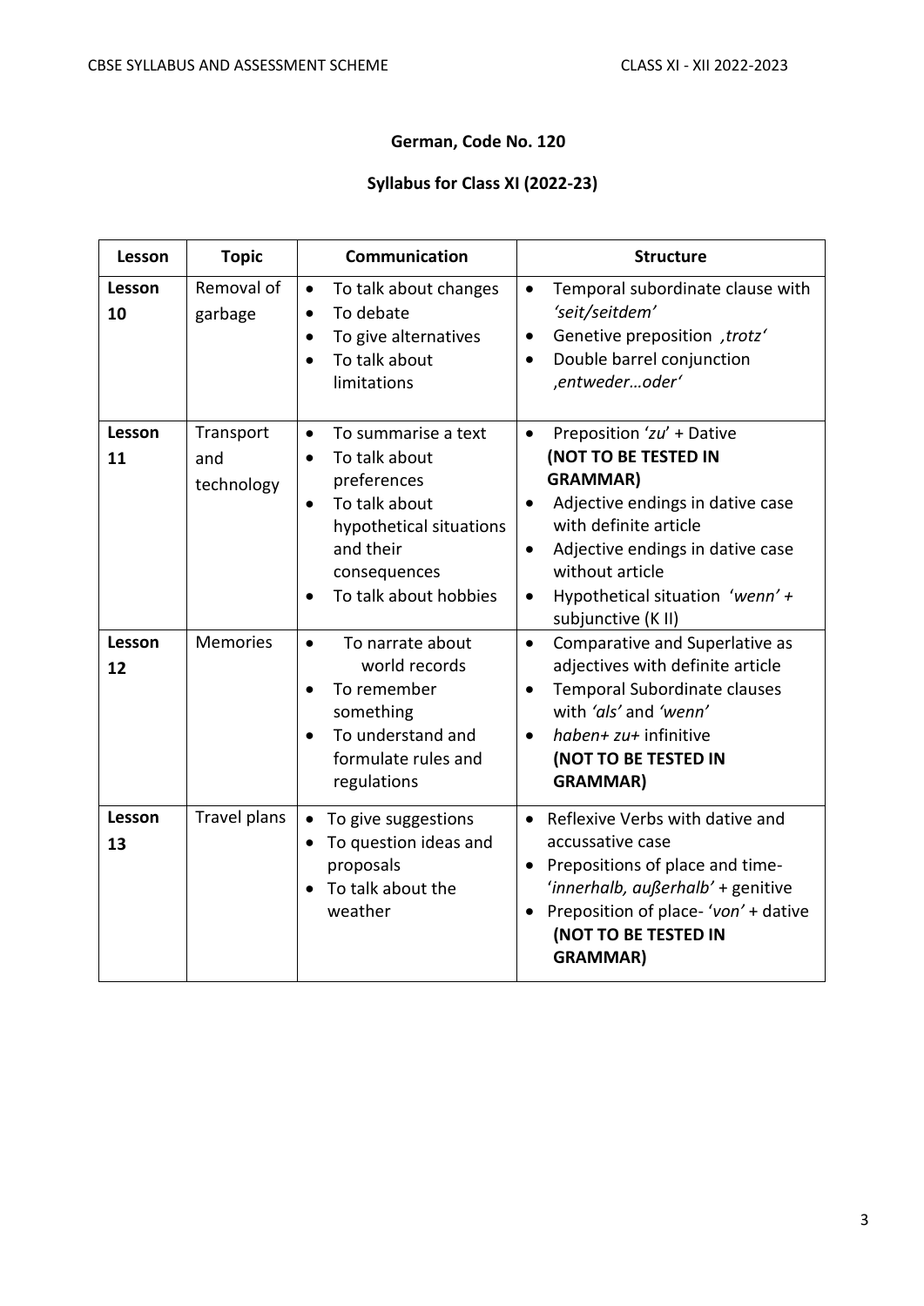## German, Code No. 120

### Syllabus for Class XI (2022-23)

| Lesson | Topic | Communication | Structure |
|---|---|---|---|
| **Lesson 10** | Removal of garbage | • To talk about changes<br>• To debate<br>• To give alternatives<br>• To talk about limitations | • Temporal subordinate clause with *'seit/seitdem'*<br>• Genetive preposition *,trotz'*<br>• Double barrel conjunction *,entweder…oder'* |
| **Lesson 11** | Transport and technology | • To summarise a text<br>• To talk about preferences<br>• To talk about hypothetical situations and their consequences<br>• To talk about hobbies | • Preposition '*zu*' + Dative **(NOT TO BE TESTED IN GRAMMAR)**<br>• Adjective endings in dative case with definite article<br>• Adjective endings in dative case without article<br>• Hypothetical situation *'wenn'* + subjunctive (K II) |
| **Lesson 12** | Memories | • To narrate about world records<br>• To remember something<br>• To understand and formulate rules and regulations | • Comparative and Superlative as adjectives with definite article<br>• Temporal Subordinate clauses with *'als'* and *'wenn'*<br>• *haben+ zu+* infinitive **(NOT TO BE TESTED IN GRAMMAR)** |
| **Lesson 13** | Travel plans | • To give suggestions<br>• To question ideas and proposals<br>• To talk about the weather | • Reflexive Verbs with dative and accussative case<br>• Prepositions of place and time- '*innerhalb, außerhalb'* + genitive<br>• Preposition of place- '*von'* + dative **(NOT TO BE TESTED IN GRAMMAR)** |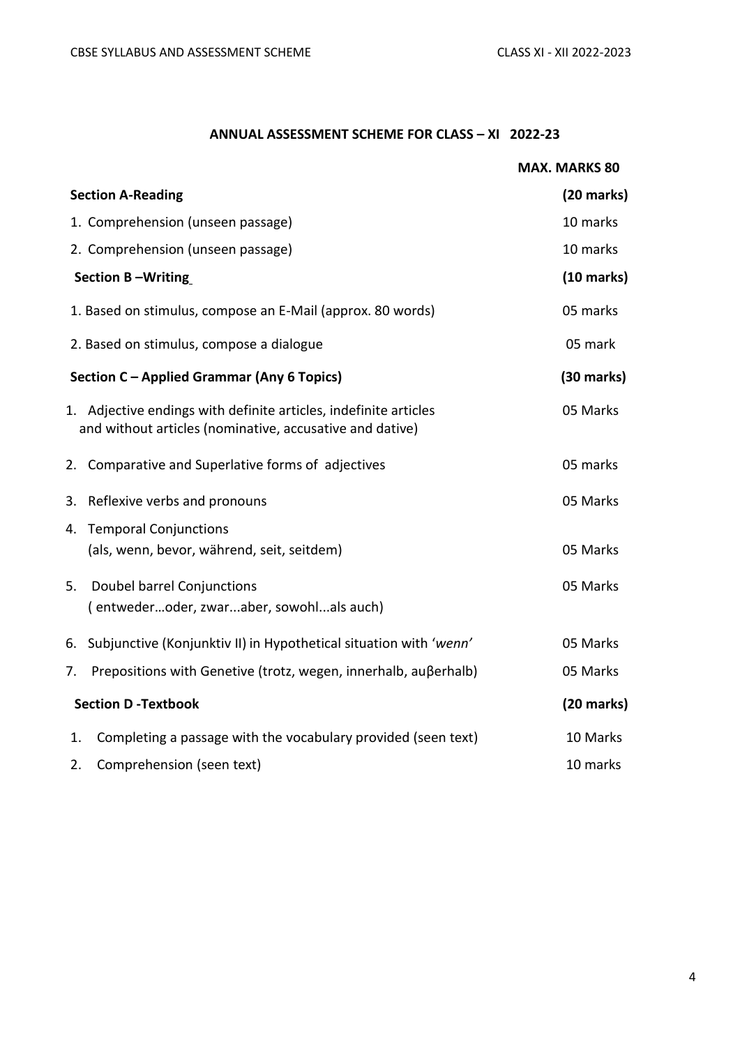## ANNUAL ASSESSMENT SCHEME FOR CLASS – XI 2022-23

| | MAX. MARKS 80 |
|---|---|
| **Section A-Reading** | **(20 marks)** |
| 1. Comprehension (unseen passage) | 10 marks |
| 2. Comprehension (unseen passage) | 10 marks |
| **Section B –Writing** | **(10 marks)** |
| 1. Based on stimulus, compose an E-Mail (approx. 80 words) | 05 marks |
| 2. Based on stimulus, compose a dialogue | 05 mark |
| **Section C – Applied Grammar (Any 6 Topics)** | **(30 marks)** |
| 1. Adjective endings with definite articles, indefinite articles and without articles (nominative, accusative and dative) | 05 Marks |
| 2. Comparative and Superlative forms of adjectives | 05 marks |
| 3. Reflexive verbs and pronouns | 05 Marks |
| 4. Temporal Conjunctions (als, wenn, bevor, während, seit, seitdem) | 05 Marks |
| 5. Doubel barrel Conjunctions ( entweder…oder, zwar...aber, sowohl...als auch) | 05 Marks |
| 6. Subjunctive (Konjunktiv II) in Hypothetical situation with '*wenn*' | 05 Marks |
| 7. Prepositions with Genetive (trotz, wegen, innerhalb, auβerhalb) | 05 Marks |
| **Section D -Textbook** | **(20 marks)** |
| 1. Completing a passage with the vocabulary provided (seen text) | 10 Marks |
| 2. Comprehension (seen text) | 10 marks |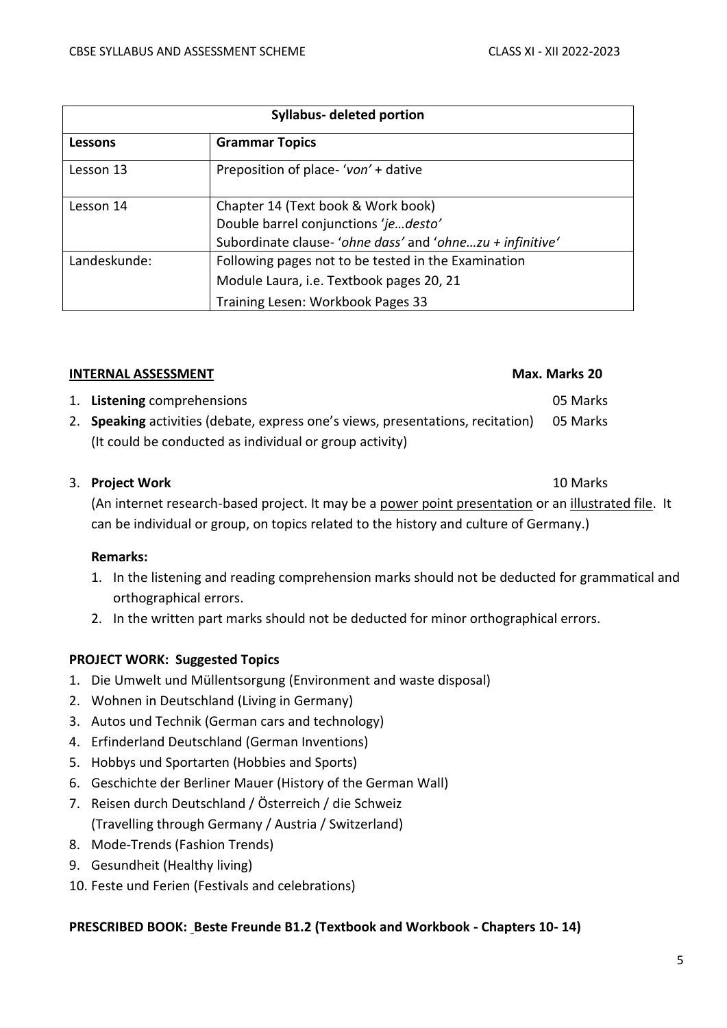| Syllabus- deleted portion | |
|---|---|
| **Lessons** | **Grammar Topics** |
| Lesson 13 | Preposition of place- '*von*' + dative |
| Lesson 14 | Chapter 14 (Text book & Work book)<br>Double barrel conjunctions '*je…desto*'<br>Subordinate clause- '*ohne dass*' and '*ohne…zu + infinitive*' |
| Landeskunde: | Following pages not to be tested in the Examination<br>Module Laura, i.e. Textbook pages 20, 21<br>Training Lesen: Workbook Pages 33 |

**INTERNAL ASSESSMENT** **Max. Marks 20**

1. **Listening** comprehensions — 05 Marks
2. **Speaking** activities (debate, express one's views, presentations, recitation) — 05 Marks
   (It could be conducted as individual or group activity)
3. **Project Work** — 10 Marks
   (An internet research-based project. It may be a power point presentation or an illustrated file. It can be individual or group, on topics related to the history and culture of Germany.)

**Remarks:**

1. In the listening and reading comprehension marks should not be deducted for grammatical and orthographical errors.
2. In the written part marks should not be deducted for minor orthographical errors.

**PROJECT WORK: Suggested Topics**

1. Die Umwelt und Müllentsorgung (Environment and waste disposal)
2. Wohnen in Deutschland (Living in Germany)
3. Autos und Technik (German cars and technology)
4. Erfinderland Deutschland (German Inventions)
5. Hobbys und Sportarten (Hobbies and Sports)
6. Geschichte der Berliner Mauer (History of the German Wall)
7. Reisen durch Deutschland / Österreich / die Schweiz (Travelling through Germany / Austria / Switzerland)
8. Mode-Trends (Fashion Trends)
9. Gesundheit (Healthy living)
10. Feste und Ferien (Festivals and celebrations)

**PRESCRIBED BOOK: Beste Freunde B1.2 (Textbook and Workbook - Chapters 10- 14)**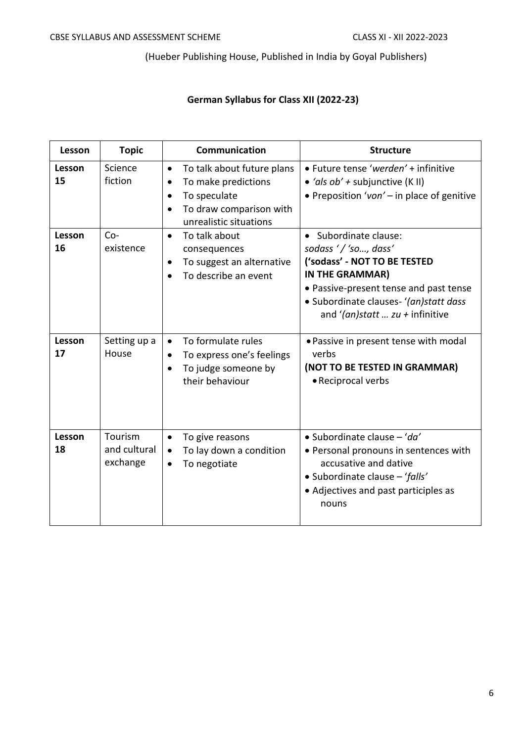(Hueber Publishing House, Published in India by Goyal Publishers)

## German Syllabus for Class XII (2022-23)

| Lesson | Topic | Communication | Structure |
|---|---|---|---|
| **Lesson 15** | Science fiction | • To talk about future plans<br>• To make predictions<br>• To speculate<br>• To draw comparison with unrealistic situations | • Future tense '*werden*' + infinitive<br>• *'als ob'* + subjunctive (K II)<br>• Preposition '*von*' – in place of genitive |
| **Lesson 16** | Co-existence | • To talk about consequences<br>• To suggest an alternative<br>• To describe an event | • Subordinate clause: *sodass ' / 'so…, dass'*<br>**('sodass' - NOT TO BE TESTED IN THE GRAMMAR)**<br>• Passive-present tense and past tense<br>• Subordinate clauses- '*(an)statt dass* and '*(an)statt … zu* + infinitive |
| **Lesson 17** | Setting up a House | • To formulate rules<br>• To express one's feelings<br>• To judge someone by their behaviour | • Passive in present tense with modal verbs<br>**(NOT TO BE TESTED IN GRAMMAR)**<br>• Reciprocal verbs |
| **Lesson 18** | Tourism and cultural exchange | • To give reasons<br>• To lay down a condition<br>• To negotiate | • Subordinate clause – '*da*'<br>• Personal pronouns in sentences with accusative and dative<br>• Subordinate clause – '*falls*'<br>• Adjectives and past participles as nouns |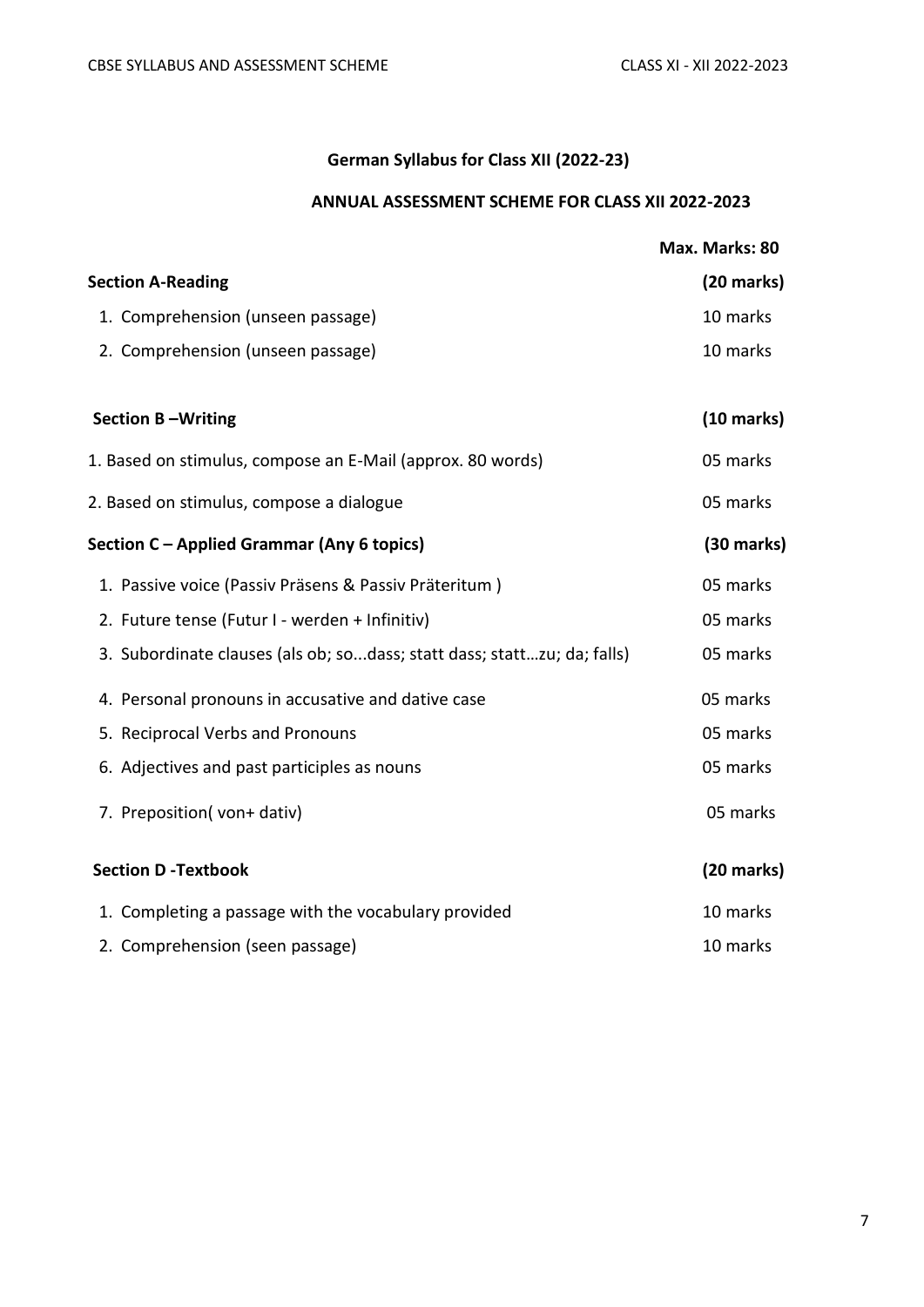## German Syllabus for Class XII (2022-23)

### ANNUAL ASSESSMENT SCHEME FOR CLASS XII 2022-2023

| | Max. Marks: 80 |
|---|---|
| **Section A-Reading** | **(20 marks)** |
| 1. Comprehension (unseen passage) | 10 marks |
| 2. Comprehension (unseen passage) | 10 marks |
| **Section B –Writing** | **(10 marks)** |
| 1. Based on stimulus, compose an E-Mail (approx. 80 words) | 05 marks |
| 2. Based on stimulus, compose a dialogue | 05 marks |
| **Section C – Applied Grammar (Any 6 topics)** | **(30 marks)** |
| 1. Passive voice (Passiv Präsens & Passiv Präteritum ) | 05 marks |
| 2. Future tense (Futur I - werden + Infinitiv) | 05 marks |
| 3. Subordinate clauses (als ob; so...dass; statt dass; statt…zu; da; falls) | 05 marks |
| 4. Personal pronouns in accusative and dative case | 05 marks |
| 5. Reciprocal Verbs and Pronouns | 05 marks |
| 6. Adjectives and past participles as nouns | 05 marks |
| 7. Preposition( von+ dativ) | 05 marks |
| **Section D -Textbook** | **(20 marks)** |
| 1. Completing a passage with the vocabulary provided | 10 marks |
| 2. Comprehension (seen passage) | 10 marks |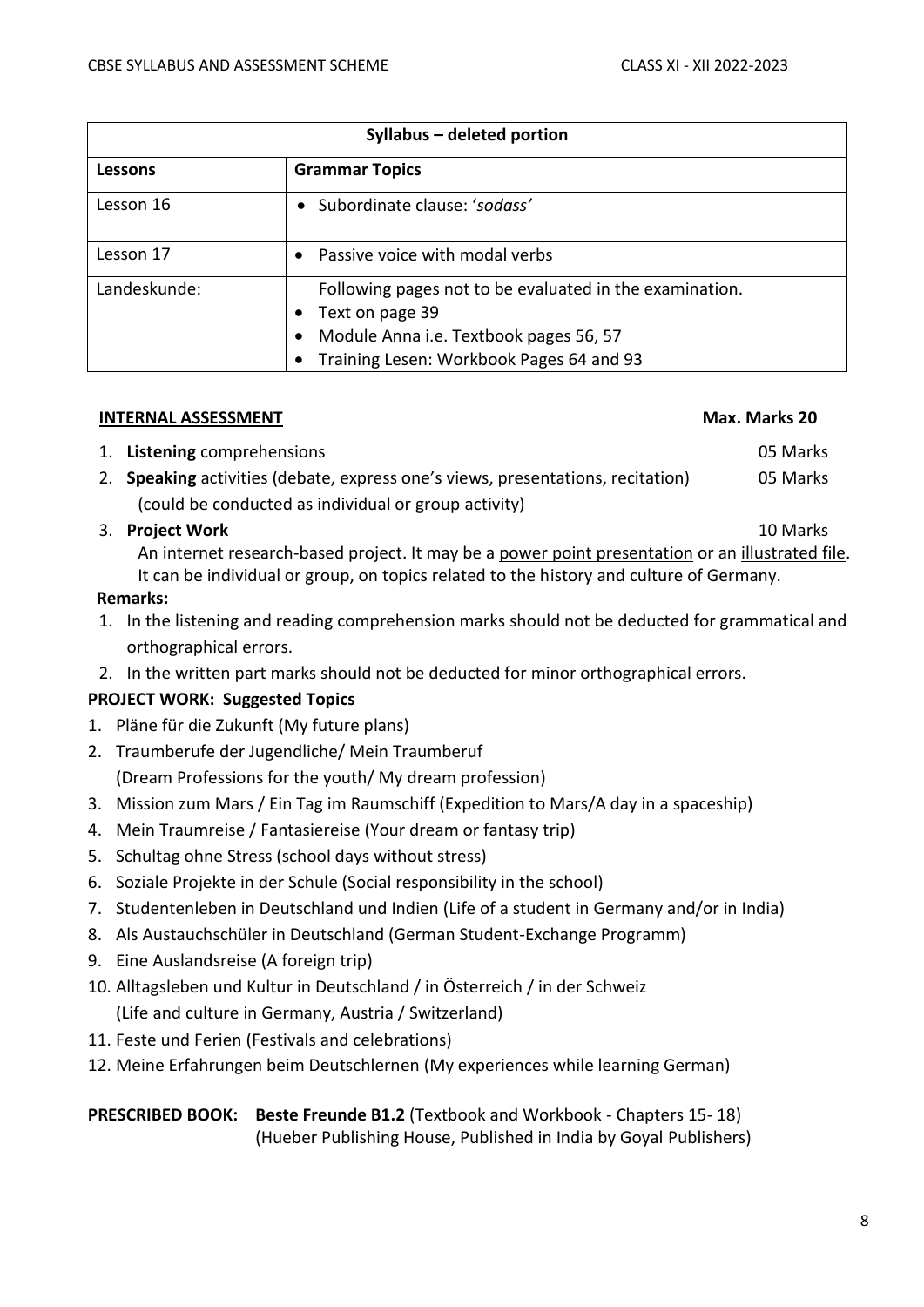| Syllabus – deleted portion | |
|---|---|
| **Lessons** | **Grammar Topics** |
| Lesson 16 | • Subordinate clause: '*sodass*' |
| Lesson 17 | • Passive voice with modal verbs |
| Landeskunde: | Following pages not to be evaluated in the examination.<br>• Text on page 39<br>• Module Anna i.e. Textbook pages 56, 57<br>• Training Lesen: Workbook Pages 64 and 93 |

**INTERNAL ASSESSMENT** **Max. Marks 20**

1. **Listening** comprehensions 05 Marks
2. **Speaking** activities (debate, express one's views, presentations, recitation) 05 Marks
   (could be conducted as individual or group activity)
3. **Project Work** 10 Marks
   An internet research-based project. It may be a power point presentation or an illustrated file. It can be individual or group, on topics related to the history and culture of Germany.

**Remarks:**

1. In the listening and reading comprehension marks should not be deducted for grammatical and orthographical errors.
2. In the written part marks should not be deducted for minor orthographical errors.

**PROJECT WORK: Suggested Topics**

1. Pläne für die Zukunft (My future plans)
2. Traumberufe der Jugendliche/ Mein Traumberuf
   (Dream Professions for the youth/ My dream profession)
3. Mission zum Mars / Ein Tag im Raumschiff (Expedition to Mars/A day in a spaceship)
4. Mein Traumreise / Fantasiereise (Your dream or fantasy trip)
5. Schultag ohne Stress (school days without stress)
6. Soziale Projekte in der Schule (Social responsibility in the school)
7. Studentenleben in Deutschland und Indien (Life of a student in Germany and/or in India)
8. Als Austauchschüler in Deutschland (German Student-Exchange Programm)
9. Eine Auslandsreise (A foreign trip)
10. Alltagsleben und Kultur in Deutschland / in Österreich / in der Schweiz
    (Life and culture in Germany, Austria / Switzerland)
11. Feste und Ferien (Festivals and celebrations)
12. Meine Erfahrungen beim Deutschlernen (My experiences while learning German)

**PRESCRIBED BOOK:** **Beste Freunde B1.2** (Textbook and Workbook - Chapters 15- 18)
(Hueber Publishing House, Published in India by Goyal Publishers)